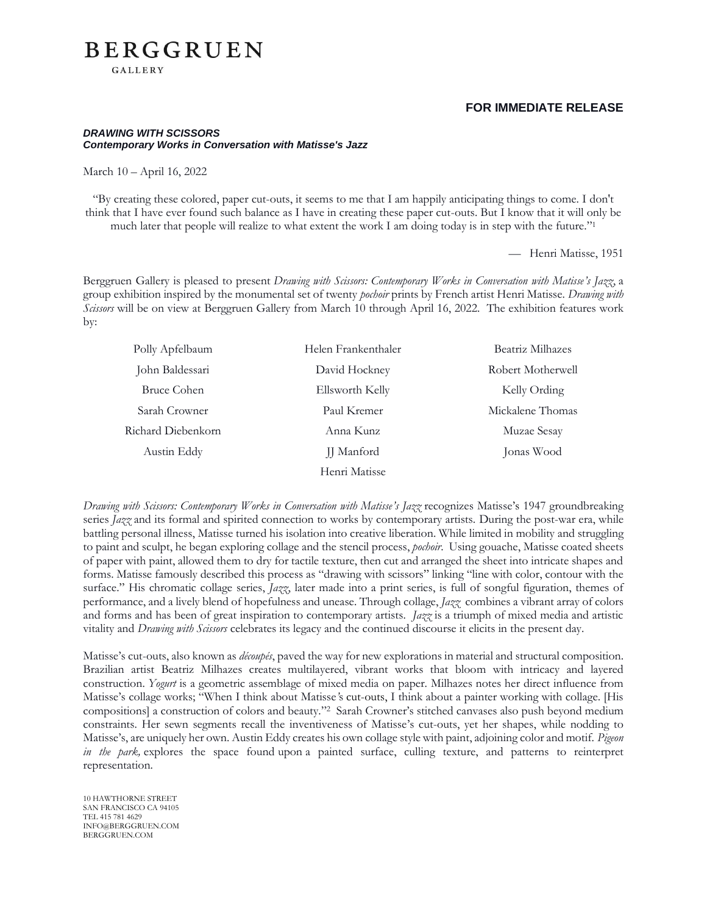# BERGGRUEN
GALLERY

**FOR IMMEDIATE RELEASE**

***DRAWING WITH SCISSORS***
***Contemporary Works in Conversation with Matisse's Jazz***

March 10 – April 16, 2022

"By creating these colored, paper cut-outs, it seems to me that I am happily anticipating things to come. I don't think that I have ever found such balance as I have in creating these paper cut-outs. But I know that it will only be much later that people will realize to what extent the work I am doing today is in step with the future."[1]

— Henri Matisse, 1951

Berggruen Gallery is pleased to present *Drawing with Scissors: Contemporary Works in Conversation with Matisse's Jazz*, a group exhibition inspired by the monumental set of twenty *pochoir* prints by French artist Henri Matisse. *Drawing with Scissors* will be on view at Berggruen Gallery from March 10 through April 16, 2022. The exhibition features work by:

| | | |
|---|---|---|
| Polly Apfelbaum | Helen Frankenthaler | Beatriz Milhazes |
| John Baldessari | David Hockney | Robert Motherwell |
| Bruce Cohen | Ellsworth Kelly | Kelly Ording |
| Sarah Crowner | Paul Kremer | Mickalene Thomas |
| Richard Diebenkorn | Anna Kunz | Muzae Sesay |
| Austin Eddy | JJ Manford | Jonas Wood |
| | Henri Matisse | |

*Drawing with Scissors: Contemporary Works in Conversation with Matisse's Jazz* recognizes Matisse's 1947 groundbreaking series *Jazz* and its formal and spirited connection to works by contemporary artists. During the post-war era, while battling personal illness, Matisse turned his isolation into creative liberation. While limited in mobility and struggling to paint and sculpt, he began exploring collage and the stencil process, *pochoir*. Using gouache, Matisse coated sheets of paper with paint, allowed them to dry for tactile texture, then cut and arranged the sheet into intricate shapes and forms. Matisse famously described this process as "drawing with scissors" linking "line with color, contour with the surface." His chromatic collage series, *Jazz*, later made into a print series, is full of songful figuration, themes of performance, and a lively blend of hopefulness and unease. Through collage, *Jazz* combines a vibrant array of colors and forms and has been of great inspiration to contemporary artists. *Jazz* is a triumph of mixed media and artistic vitality and *Drawing with Scissors* celebrates its legacy and the continued discourse it elicits in the present day.

Matisse's cut-outs, also known as *découpés*, paved the way for new explorations in material and structural composition. Brazilian artist Beatriz Milhazes creates multilayered, vibrant works that bloom with intricacy and layered construction. *Yogurt* is a geometric assemblage of mixed media on paper. Milhazes notes her direct influence from Matisse's collage works; "When I think about Matisse's cut-outs, I think about a painter working with collage. [His compositions] a construction of colors and beauty."[2] Sarah Crowner's stitched canvases also push beyond medium constraints. Her sewn segments recall the inventiveness of Matisse's cut-outs, yet her shapes, while nodding to Matisse's, are uniquely her own. Austin Eddy creates his own collage style with paint, adjoining color and motif. *Pigeon in the park,* explores the space found upon a painted surface, culling texture, and patterns to reinterpret representation.

10 HAWTHORNE STREET
SAN FRANCISCO CA 94105
TEL 415 781 4629
INFO@BERGGRUEN.COM
BERGGRUEN.COM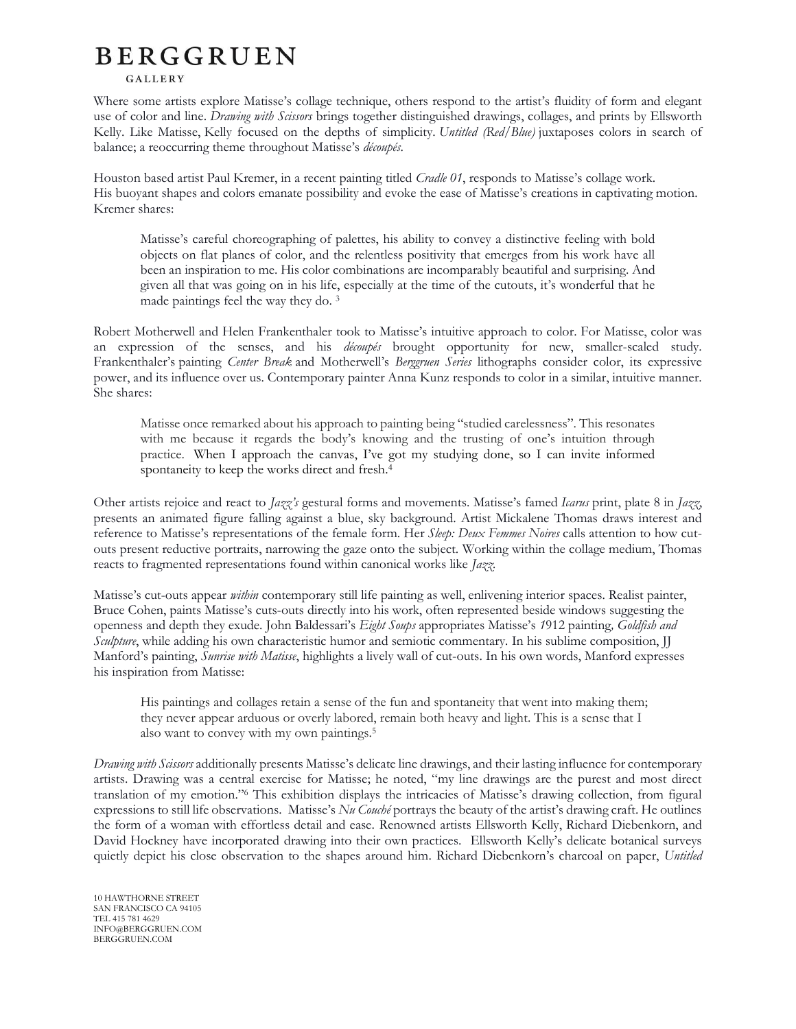Where some artists explore Matisse's collage technique, others respond to the artist's fluidity of form and elegant use of color and line. *Drawing with Scissors* brings together distinguished drawings, collages, and prints by Ellsworth Kelly. Like Matisse, Kelly focused on the depths of simplicity. *Untitled (Red/Blue)* juxtaposes colors in search of balance; a reoccurring theme throughout Matisse's *découpés*.

Houston based artist Paul Kremer, in a recent painting titled *Cradle 01*, responds to Matisse's collage work. His buoyant shapes and colors emanate possibility and evoke the ease of Matisse's creations in captivating motion. Kremer shares:

> Matisse's careful choreographing of palettes, his ability to convey a distinctive feeling with bold objects on flat planes of color, and the relentless positivity that emerges from his work have all been an inspiration to me. His color combinations are incomparably beautiful and surprising. And given all that was going on in his life, especially at the time of the cutouts, it's wonderful that he made paintings feel the way they do. [3]

Robert Motherwell and Helen Frankenthaler took to Matisse's intuitive approach to color. For Matisse, color was an expression of the senses, and his *découpés* brought opportunity for new, smaller-scaled study. Frankenthaler's painting *Center Break* and Motherwell's *Berggruen Series* lithographs consider color, its expressive power, and its influence over us. Contemporary painter Anna Kunz responds to color in a similar, intuitive manner. She shares:

> Matisse once remarked about his approach to painting being "studied carelessness". This resonates with me because it regards the body's knowing and the trusting of one's intuition through practice. When I approach the canvas, I've got my studying done, so I can invite informed spontaneity to keep the works direct and fresh.[4]

Other artists rejoice and react to *Jazz's* gestural forms and movements. Matisse's famed *Icarus* print, plate 8 in *Jazz*, presents an animated figure falling against a blue, sky background. Artist Mickalene Thomas draws interest and reference to Matisse's representations of the female form. Her *Sleep: Deux Femmes Noires* calls attention to how cut-outs present reductive portraits, narrowing the gaze onto the subject. Working within the collage medium, Thomas reacts to fragmented representations found within canonical works like *Jazz*.

Matisse's cut-outs appear *within* contemporary still life painting as well, enlivening interior spaces. Realist painter, Bruce Cohen, paints Matisse's cuts-outs directly into his work, often represented beside windows suggesting the openness and depth they exude. John Baldessari's *Eight Soups* appropriates Matisse's 1912 painting, *Goldfish and Sculpture*, while adding his own characteristic humor and semiotic commentary. In his sublime composition, JJ Manford's painting, *Sunrise with Matisse*, highlights a lively wall of cut-outs. In his own words, Manford expresses his inspiration from Matisse:

> His paintings and collages retain a sense of the fun and spontaneity that went into making them; they never appear arduous or overly labored, remain both heavy and light. This is a sense that I also want to convey with my own paintings.[5]

*Drawing with Scissors* additionally presents Matisse's delicate line drawings, and their lasting influence for contemporary artists. Drawing was a central exercise for Matisse; he noted, "my line drawings are the purest and most direct translation of my emotion."[6] This exhibition displays the intricacies of Matisse's drawing collection, from figural expressions to still life observations. Matisse's *Nu Couché* portrays the beauty of the artist's drawing craft. He outlines the form of a woman with effortless detail and ease. Renowned artists Ellsworth Kelly, Richard Diebenkorn, and David Hockney have incorporated drawing into their own practices. Ellsworth Kelly's delicate botanical surveys quietly depict his close observation to the shapes around him. Richard Diebenkorn's charcoal on paper, *Untitled*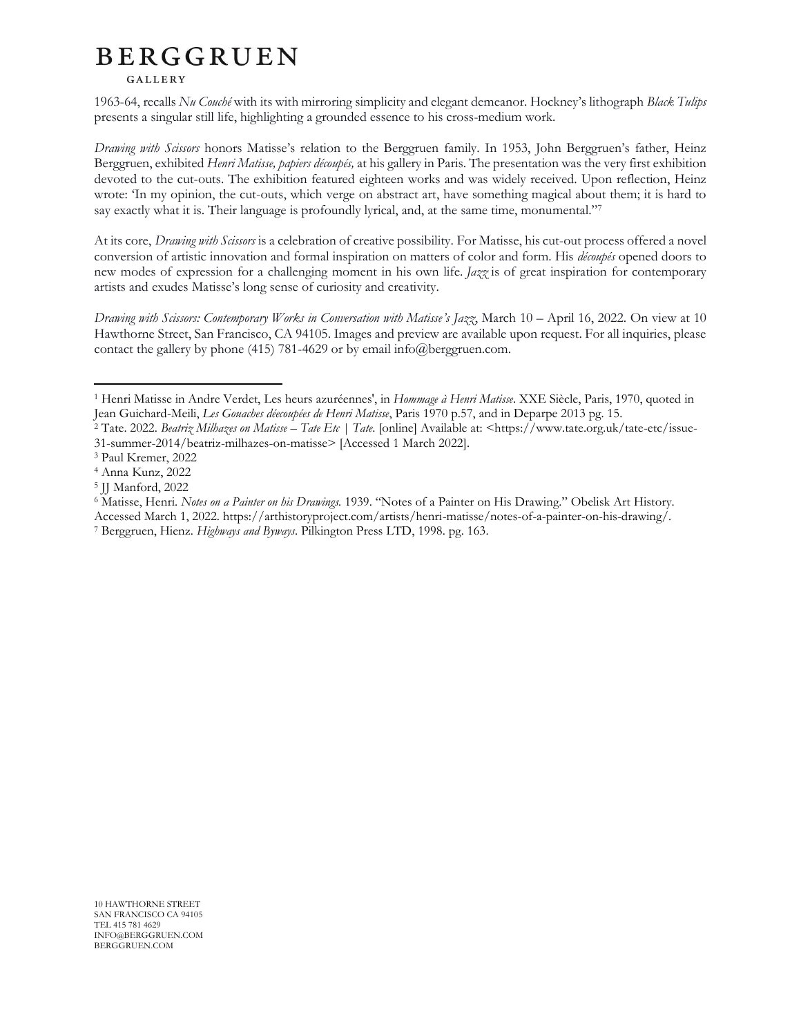1963-64, recalls *Nu Couché* with its with mirroring simplicity and elegant demeanor. Hockney's lithograph *Black Tulips* presents a singular still life, highlighting a grounded essence to his cross-medium work.

*Drawing with Scissors* honors Matisse's relation to the Berggruen family. In 1953, John Berggruen's father, Heinz Berggruen, exhibited *Henri Matisse, papiers découpés,* at his gallery in Paris. The presentation was the very first exhibition devoted to the cut-outs. The exhibition featured eighteen works and was widely received. Upon reflection, Heinz wrote: 'In my opinion, the cut-outs, which verge on abstract art, have something magical about them; it is hard to say exactly what it is. Their language is profoundly lyrical, and, at the same time, monumental."[7]

At its core, *Drawing with Scissors* is a celebration of creative possibility. For Matisse, his cut-out process offered a novel conversion of artistic innovation and formal inspiration on matters of color and form. His *découpés* opened doors to new modes of expression for a challenging moment in his own life. *Jazz* is of great inspiration for contemporary artists and exudes Matisse's long sense of curiosity and creativity.

*Drawing with Scissors: Contemporary Works in Conversation with Matisse's Jazz,* March 10 – April 16, 2022. On view at 10 Hawthorne Street, San Francisco, CA 94105. Images and preview are available upon request. For all inquiries, please contact the gallery by phone (415) 781-4629 or by email info@berggruen.com.

---

[1] Henri Matisse in Andre Verdet, Les heurs azuréennes', in *Hommage à Henri Matisse*. XXE Siècle, Paris, 1970, quoted in Jean Guichard-Meili, *Les Gouaches déecoupées de Henri Matisse*, Paris 1970 p.57, and in Deparpe 2013 pg. 15.

[2] Tate. 2022. *Beatriz Milhazes on Matisse – Tate Etc | Tate*. [online] Available at: <https://www.tate.org.uk/tate-etc/issue-31-summer-2014/beatriz-milhazes-on-matisse> [Accessed 1 March 2022].

[3] Paul Kremer, 2022

[4] Anna Kunz, 2022

[5] JJ Manford, 2022

[6] Matisse, Henri. *Notes on a Painter on his Drawings.* 1939. "Notes of a Painter on His Drawing." Obelisk Art History. Accessed March 1, 2022. https://arthistoryproject.com/artists/henri-matisse/notes-of-a-painter-on-his-drawing/.

[7] Berggruen, Hienz. *Highways and Byways*. Pilkington Press LTD, 1998. pg. 163.